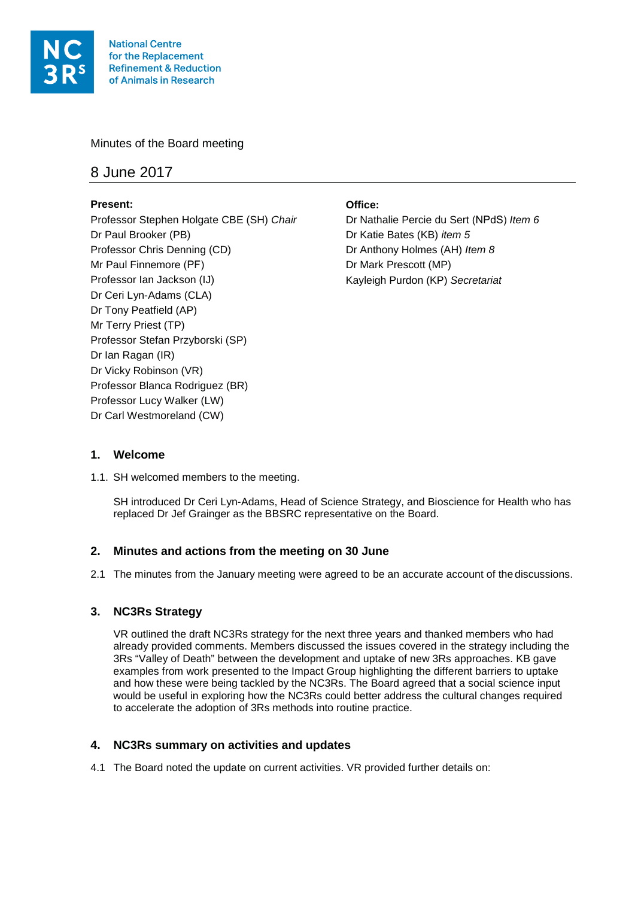National Centre for the Replacement Refinement & Reduction of Animals in Research

Minutes of the Board meeting

# 8 June 2017

**Present:**
Professor Stephen Holgate CBE (SH) *Chair*
Dr Paul Brooker (PB)
Professor Chris Denning (CD)
Mr Paul Finnemore (PF)
Professor Ian Jackson (IJ)
Dr Ceri Lyn-Adams (CLA)
Dr Tony Peatfield (AP)
Mr Terry Priest (TP)
Professor Stefan Przyborski (SP)
Dr Ian Ragan (IR)
Dr Vicky Robinson (VR)
Professor Blanca Rodriguez (BR)
Professor Lucy Walker (LW)
Dr Carl Westmoreland (CW)

**Office:**
Dr Nathalie Percie du Sert (NPdS) *Item 6*
Dr Katie Bates (KB) *item 5*
Dr Anthony Holmes (AH) *Item 8*
Dr Mark Prescott (MP)
Kayleigh Purdon (KP) *Secretariat*

## 1. Welcome

1.1. SH welcomed members to the meeting.

SH introduced Dr Ceri Lyn-Adams, Head of Science Strategy, and Bioscience for Health who has replaced Dr Jef Grainger as the BBSRC representative on the Board.

## 2. Minutes and actions from the meeting on 30 June

2.1 The minutes from the January meeting were agreed to be an accurate account of the discussions.

## 3. NC3Rs Strategy

VR outlined the draft NC3Rs strategy for the next three years and thanked members who had already provided comments. Members discussed the issues covered in the strategy including the 3Rs "Valley of Death" between the development and uptake of new 3Rs approaches. KB gave examples from work presented to the Impact Group highlighting the different barriers to uptake and how these were being tackled by the NC3Rs. The Board agreed that a social science input would be useful in exploring how the NC3Rs could better address the cultural changes required to accelerate the adoption of 3Rs methods into routine practice.

## 4. NC3Rs summary on activities and updates

4.1 The Board noted the update on current activities. VR provided further details on: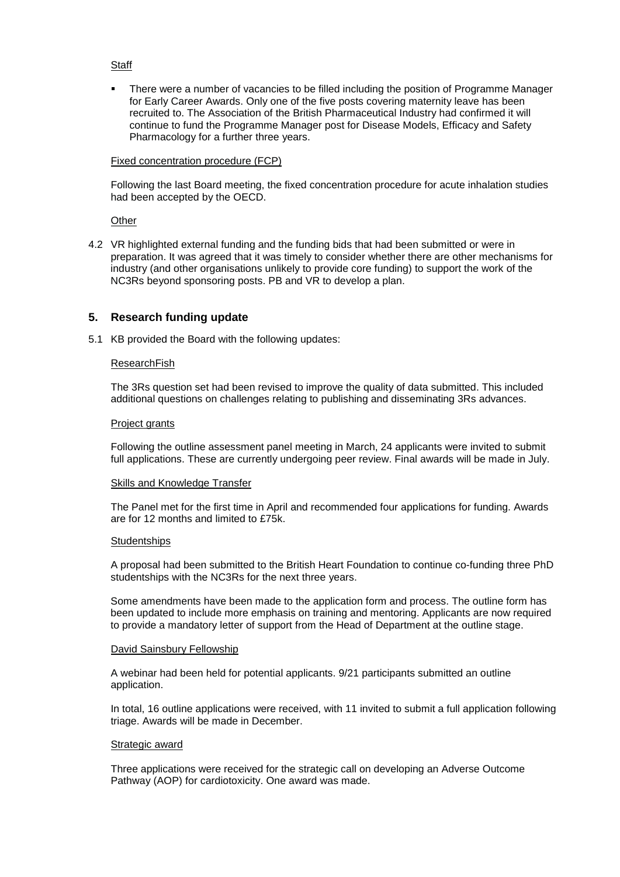Staff

- There were a number of vacancies to be filled including the position of Programme Manager for Early Career Awards. Only one of the five posts covering maternity leave has been recruited to. The Association of the British Pharmaceutical Industry had confirmed it will continue to fund the Programme Manager post for Disease Models, Efficacy and Safety Pharmacology for a further three years.

Fixed concentration procedure (FCP)

Following the last Board meeting, the fixed concentration procedure for acute inhalation studies had been accepted by the OECD.

Other

4.2 VR highlighted external funding and the funding bids that had been submitted or were in preparation. It was agreed that it was timely to consider whether there are other mechanisms for industry (and other organisations unlikely to provide core funding) to support the work of the NC3Rs beyond sponsoring posts. PB and VR to develop a plan.

## 5. Research funding update

5.1 KB provided the Board with the following updates:

ResearchFish

The 3Rs question set had been revised to improve the quality of data submitted. This included additional questions on challenges relating to publishing and disseminating 3Rs advances.

Project grants

Following the outline assessment panel meeting in March, 24 applicants were invited to submit full applications. These are currently undergoing peer review. Final awards will be made in July.

Skills and Knowledge Transfer

The Panel met for the first time in April and recommended four applications for funding. Awards are for 12 months and limited to £75k.

Studentships

A proposal had been submitted to the British Heart Foundation to continue co-funding three PhD studentships with the NC3Rs for the next three years.

Some amendments have been made to the application form and process. The outline form has been updated to include more emphasis on training and mentoring. Applicants are now required to provide a mandatory letter of support from the Head of Department at the outline stage.

David Sainsbury Fellowship

A webinar had been held for potential applicants. 9/21 participants submitted an outline application.

In total, 16 outline applications were received, with 11 invited to submit a full application following triage. Awards will be made in December.

Strategic award

Three applications were received for the strategic call on developing an Adverse Outcome Pathway (AOP) for cardiotoxicity. One award was made.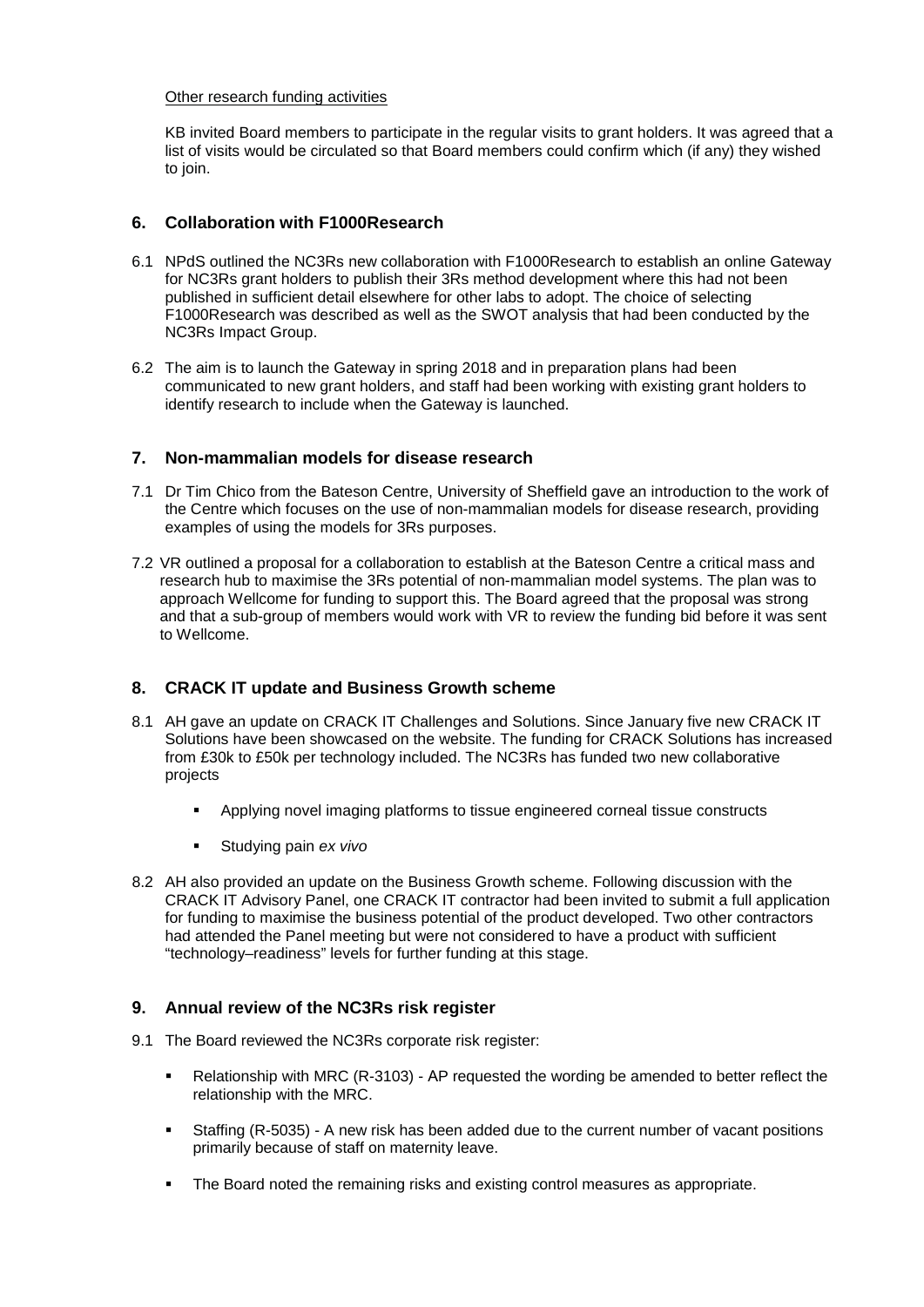Other research funding activities

KB invited Board members to participate in the regular visits to grant holders. It was agreed that a list of visits would be circulated so that Board members could confirm which (if any) they wished to join.

## 6. Collaboration with F1000Research

6.1 NPdS outlined the NC3Rs new collaboration with F1000Research to establish an online Gateway for NC3Rs grant holders to publish their 3Rs method development where this had not been published in sufficient detail elsewhere for other labs to adopt. The choice of selecting F1000Research was described as well as the SWOT analysis that had been conducted by the NC3Rs Impact Group.

6.2 The aim is to launch the Gateway in spring 2018 and in preparation plans had been communicated to new grant holders, and staff had been working with existing grant holders to identify research to include when the Gateway is launched.

## 7. Non-mammalian models for disease research

7.1 Dr Tim Chico from the Bateson Centre, University of Sheffield gave an introduction to the work of the Centre which focuses on the use of non-mammalian models for disease research, providing examples of using the models for 3Rs purposes.

7.2 VR outlined a proposal for a collaboration to establish at the Bateson Centre a critical mass and research hub to maximise the 3Rs potential of non-mammalian model systems. The plan was to approach Wellcome for funding to support this. The Board agreed that the proposal was strong and that a sub-group of members would work with VR to review the funding bid before it was sent to Wellcome.

## 8. CRACK IT update and Business Growth scheme

8.1 AH gave an update on CRACK IT Challenges and Solutions. Since January five new CRACK IT Solutions have been showcased on the website. The funding for CRACK Solutions has increased from £30k to £50k per technology included. The NC3Rs has funded two new collaborative projects

- Applying novel imaging platforms to tissue engineered corneal tissue constructs
- Studying pain *ex vivo*

8.2 AH also provided an update on the Business Growth scheme. Following discussion with the CRACK IT Advisory Panel, one CRACK IT contractor had been invited to submit a full application for funding to maximise the business potential of the product developed. Two other contractors had attended the Panel meeting but were not considered to have a product with sufficient "technology–readiness" levels for further funding at this stage.

## 9. Annual review of the NC3Rs risk register

9.1 The Board reviewed the NC3Rs corporate risk register:

- Relationship with MRC (R-3103) - AP requested the wording be amended to better reflect the relationship with the MRC.
- Staffing (R-5035) - A new risk has been added due to the current number of vacant positions primarily because of staff on maternity leave.
- The Board noted the remaining risks and existing control measures as appropriate.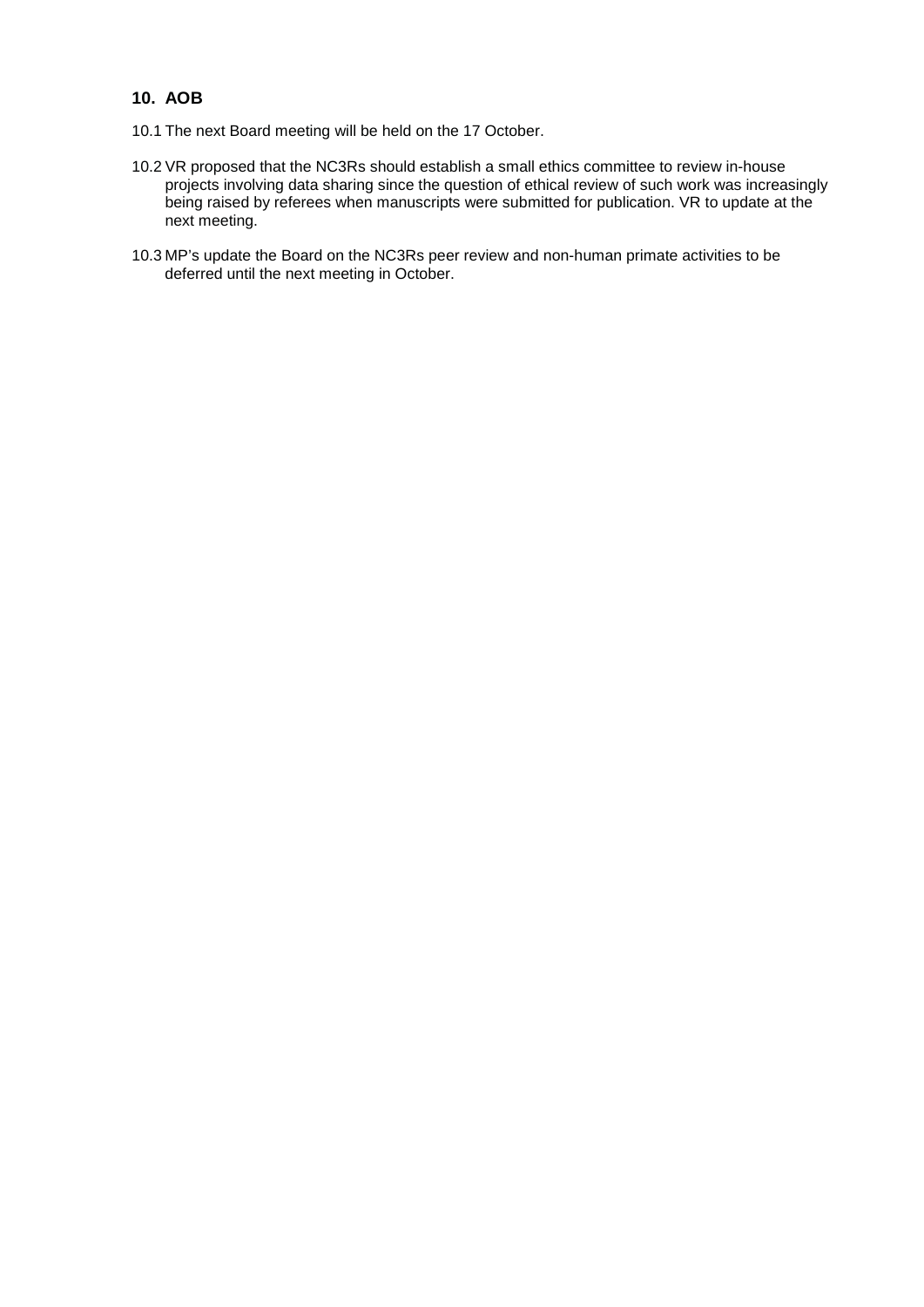## 10. AOB

10.1 The next Board meeting will be held on the 17 October.

10.2 VR proposed that the NC3Rs should establish a small ethics committee to review in-house projects involving data sharing since the question of ethical review of such work was increasingly being raised by referees when manuscripts were submitted for publication. VR to update at the next meeting.

10.3 MP's update the Board on the NC3Rs peer review and non-human primate activities to be deferred until the next meeting in October.